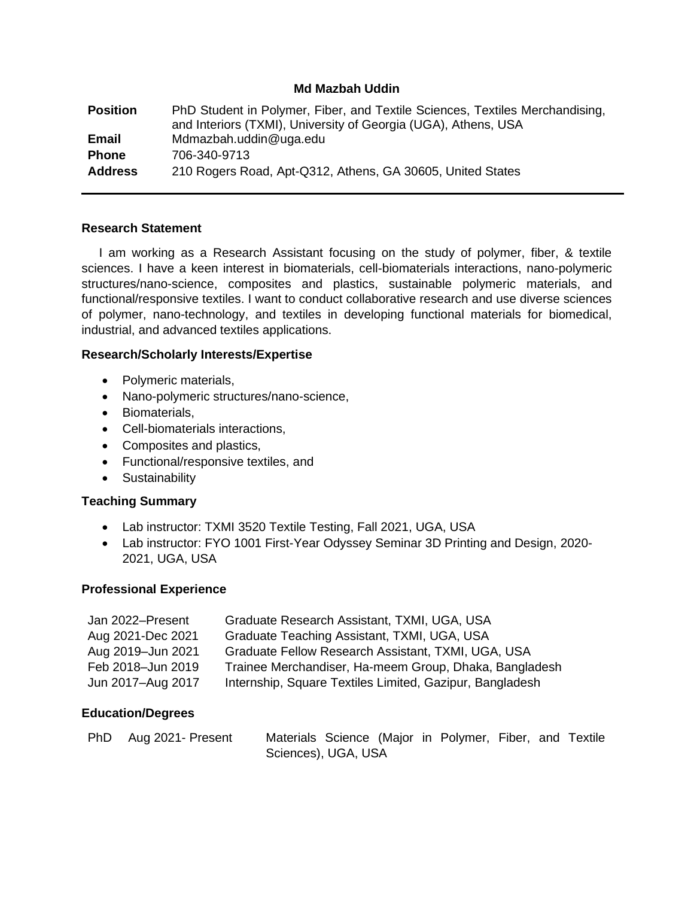# Md Mazbah Uddin

| | |
|---|---|
| **Position** | PhD Student in Polymer, Fiber, and Textile Sciences, Textiles Merchandising, and Interiors (TXMI), University of Georgia (UGA), Athens, USA |
| **Email** | Mdmazbah.uddin@uga.edu |
| **Phone** | 706-340-9713 |
| **Address** | 210 Rogers Road, Apt-Q312, Athens, GA 30605, United States |

---

## Research Statement

I am working as a Research Assistant focusing on the study of polymer, fiber, & textile sciences. I have a keen interest in biomaterials, cell-biomaterials interactions, nano-polymeric structures/nano-science, composites and plastics, sustainable polymeric materials, and functional/responsive textiles. I want to conduct collaborative research and use diverse sciences of polymer, nano-technology, and textiles in developing functional materials for biomedical, industrial, and advanced textiles applications.

## Research/Scholarly Interests/Expertise

- Polymeric materials,
- Nano-polymeric structures/nano-science,
- Biomaterials,
- Cell-biomaterials interactions,
- Composites and plastics,
- Functional/responsive textiles, and
- Sustainability

## Teaching Summary

- Lab instructor: TXMI 3520 Textile Testing, Fall 2021, UGA, USA
- Lab instructor: FYO 1001 First-Year Odyssey Seminar 3D Printing and Design, 2020-2021, UGA, USA

## Professional Experience

| | |
|---|---|
| Jan 2022–Present | Graduate Research Assistant, TXMI, UGA, USA |
| Aug 2021-Dec 2021 | Graduate Teaching Assistant, TXMI, UGA, USA |
| Aug 2019–Jun 2021 | Graduate Fellow Research Assistant, TXMI, UGA, USA |
| Feb 2018–Jun 2019 | Trainee Merchandiser, Ha-meem Group, Dhaka, Bangladesh |
| Jun 2017–Aug 2017 | Internship, Square Textiles Limited, Gazipur, Bangladesh |

## Education/Degrees

| | | |
|---|---|---|
| PhD | Aug 2021- Present | Materials Science (Major in Polymer, Fiber, and Textile Sciences), UGA, USA |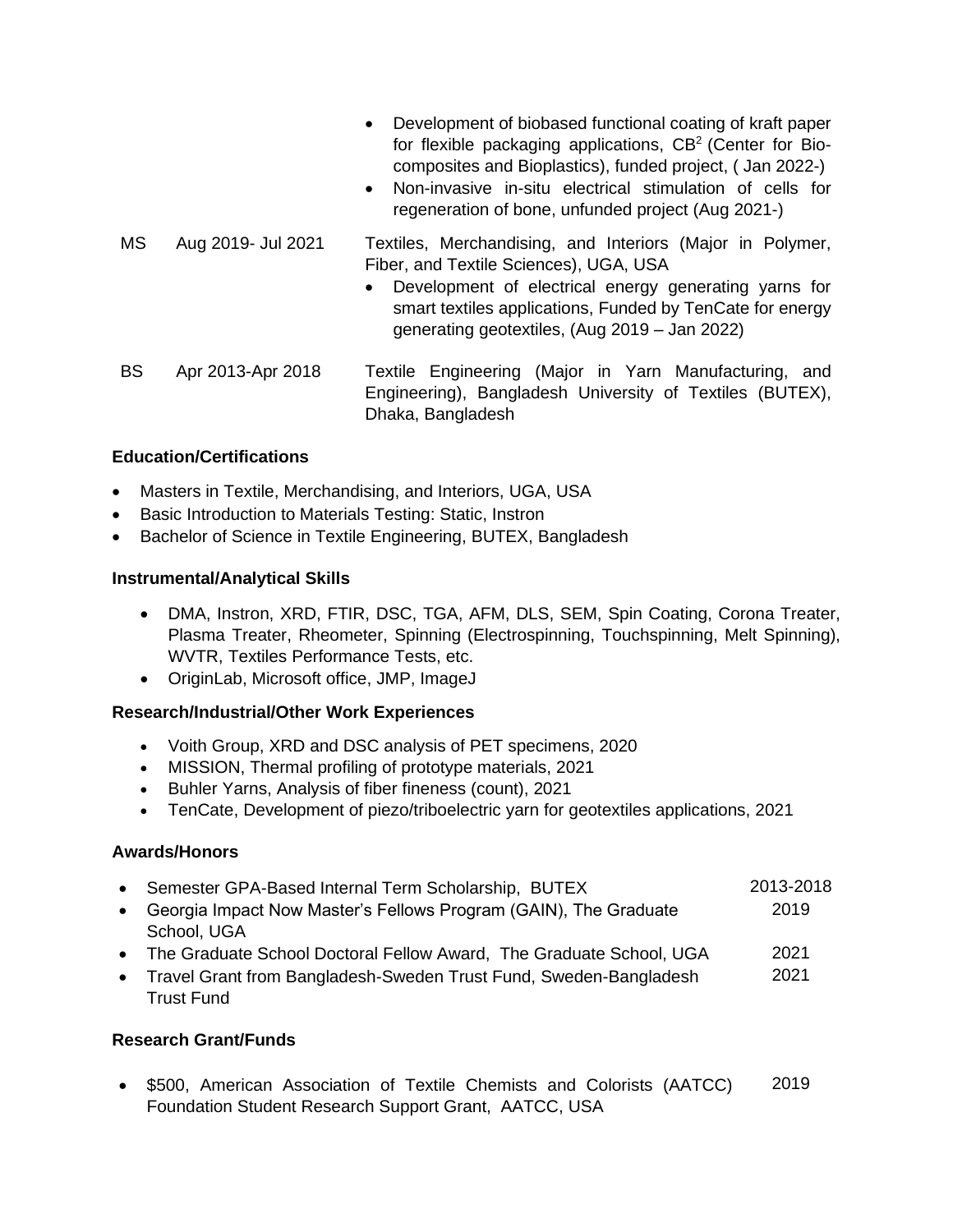- Development of biobased functional coating of kraft paper for flexible packaging applications, $CB^2$ (Center for Bio-composites and Bioplastics), funded project, ( Jan 2022-)
- Non-invasive in-situ electrical stimulation of cells for regeneration of bone, unfunded project (Aug 2021-)

| | | |
|---|---|---|
| MS | Aug 2019- Jul 2021 | Textiles, Merchandising, and Interiors (Major in Polymer, Fiber, and Textile Sciences), UGA, USA<br>• Development of electrical energy generating yarns for smart textiles applications, Funded by TenCate for energy generating geotextiles, (Aug 2019 – Jan 2022) |
| BS | Apr 2013-Apr 2018 | Textile Engineering (Major in Yarn Manufacturing, and Engineering), Bangladesh University of Textiles (BUTEX), Dhaka, Bangladesh |

**Education/Certifications**

- Masters in Textile, Merchandising, and Interiors, UGA, USA
- Basic Introduction to Materials Testing: Static, Instron
- Bachelor of Science in Textile Engineering, BUTEX, Bangladesh

**Instrumental/Analytical Skills**

- DMA, Instron, XRD, FTIR, DSC, TGA, AFM, DLS, SEM, Spin Coating, Corona Treater, Plasma Treater, Rheometer, Spinning (Electrospinning, Touchspinning, Melt Spinning), WVTR, Textiles Performance Tests, etc.
- OriginLab, Microsoft office, JMP, ImageJ

**Research/Industrial/Other Work Experiences**

- Voith Group, XRD and DSC analysis of PET specimens, 2020
- MISSION, Thermal profiling of prototype materials, 2021
- Buhler Yarns, Analysis of fiber fineness (count), 2021
- TenCate, Development of piezo/triboelectric yarn for geotextiles applications, 2021

**Awards/Honors**

- Semester GPA-Based Internal Term Scholarship, BUTEX — 2013-2018
- Georgia Impact Now Master's Fellows Program (GAIN), The Graduate School, UGA — 2019
- The Graduate School Doctoral Fellow Award, The Graduate School, UGA — 2021
- Travel Grant from Bangladesh-Sweden Trust Fund, Sweden-Bangladesh Trust Fund — 2021

**Research Grant/Funds**

- $500, American Association of Textile Chemists and Colorists (AATCC) Foundation Student Research Support Grant, AATCC, USA — 2019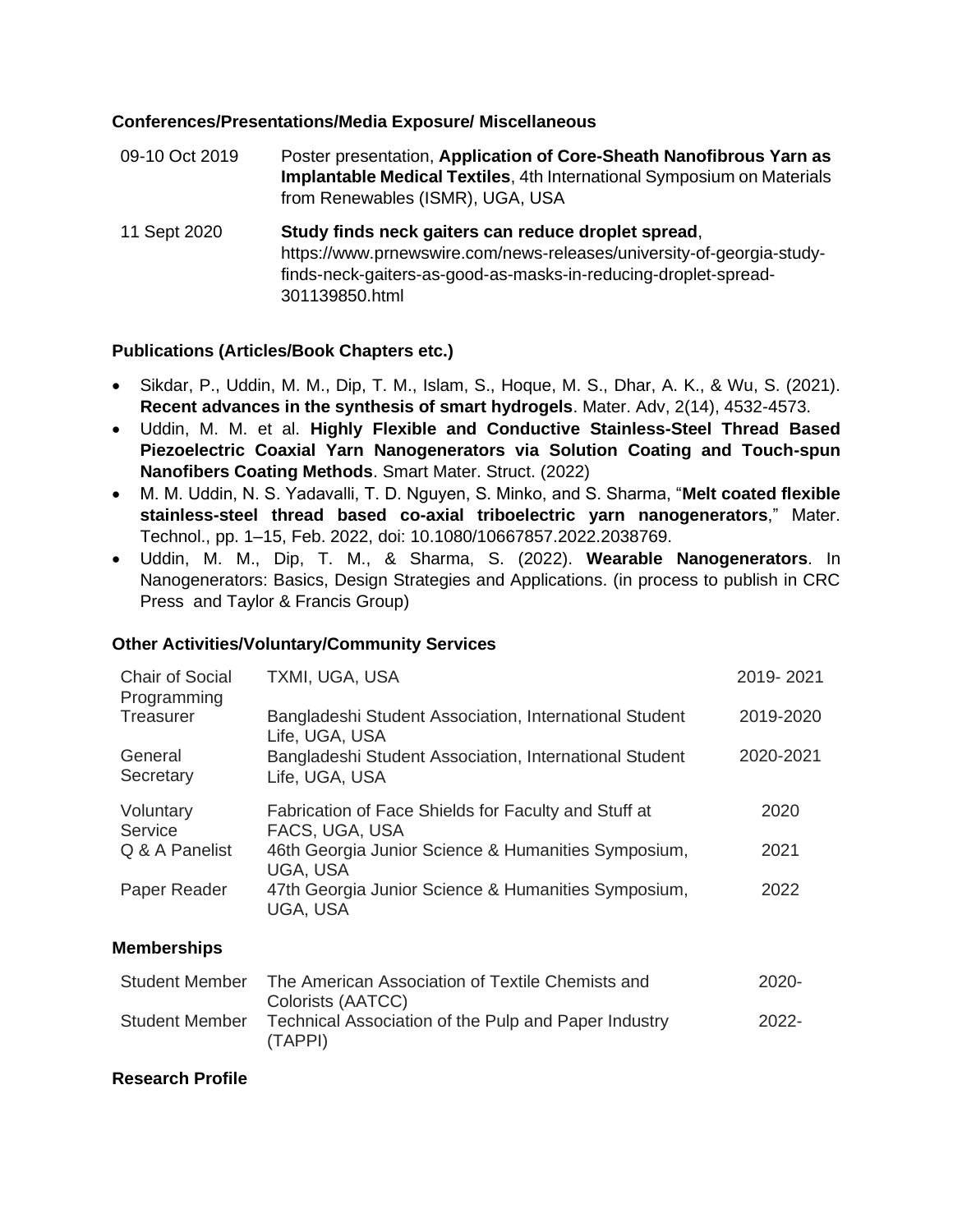**Conferences/Presentations/Media Exposure/ Miscellaneous**

| | |
|---|---|
| 09-10 Oct 2019 | Poster presentation, **Application of Core-Sheath Nanofibrous Yarn as Implantable Medical Textiles**, 4th International Symposium on Materials from Renewables (ISMR), UGA, USA |
| 11 Sept 2020 | **Study finds neck gaiters can reduce droplet spread**, https://www.prnewswire.com/news-releases/university-of-georgia-study-finds-neck-gaiters-as-good-as-masks-in-reducing-droplet-spread-301139850.html |

**Publications (Articles/Book Chapters etc.)**

- Sikdar, P., Uddin, M. M., Dip, T. M., Islam, S., Hoque, M. S., Dhar, A. K., & Wu, S. (2021). **Recent advances in the synthesis of smart hydrogels**. Mater. Adv, 2(14), 4532-4573.
- Uddin, M. M. et al. **Highly Flexible and Conductive Stainless-Steel Thread Based Piezoelectric Coaxial Yarn Nanogenerators via Solution Coating and Touch-spun Nanofibers Coating Methods**. Smart Mater. Struct. (2022)
- M. M. Uddin, N. S. Yadavalli, T. D. Nguyen, S. Minko, and S. Sharma, "**Melt coated flexible stainless-steel thread based co-axial triboelectric yarn nanogenerators**," Mater. Technol., pp. 1–15, Feb. 2022, doi: 10.1080/10667857.2022.2038769.
- Uddin, M. M., Dip, T. M., & Sharma, S. (2022). **Wearable Nanogenerators**. In Nanogenerators: Basics, Design Strategies and Applications. (in process to publish in CRC Press and Taylor & Francis Group)

**Other Activities/Voluntary/Community Services**

| | | |
|---|---|---|
| Chair of Social Programming | TXMI, UGA, USA | 2019- 2021 |
| Treasurer | Bangladeshi Student Association, International Student Life, UGA, USA | 2019-2020 |
| General Secretary | Bangladeshi Student Association, International Student Life, UGA, USA | 2020-2021 |
| Voluntary Service | Fabrication of Face Shields for Faculty and Stuff at FACS, UGA, USA | 2020 |
| Q & A Panelist | 46th Georgia Junior Science & Humanities Symposium, UGA, USA | 2021 |
| Paper Reader | 47th Georgia Junior Science & Humanities Symposium, UGA, USA | 2022 |

**Memberships**

| | | |
|---|---|---|
| Student Member | The American Association of Textile Chemists and Colorists (AATCC) | 2020- |
| Student Member | Technical Association of the Pulp and Paper Industry (TAPPI) | 2022- |

**Research Profile**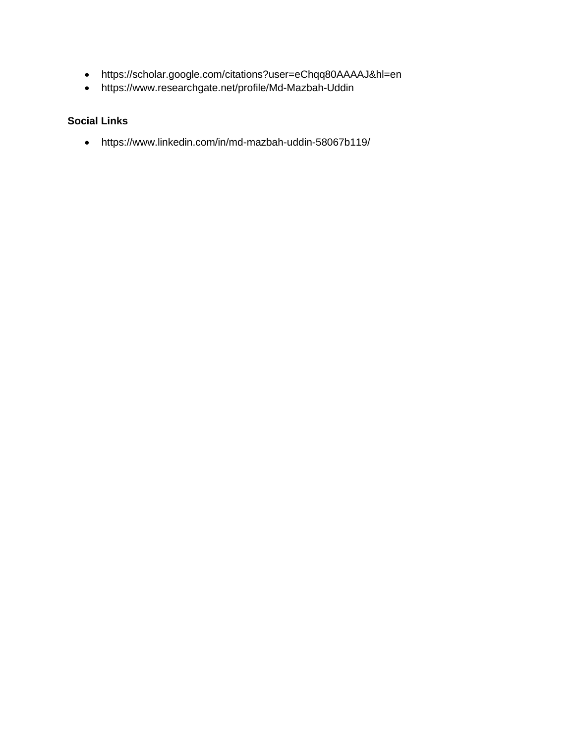- https://scholar.google.com/citations?user=eChqq80AAAAJ&hl=en
- https://www.researchgate.net/profile/Md-Mazbah-Uddin

**Social Links**

- https://www.linkedin.com/in/md-mazbah-uddin-58067b119/